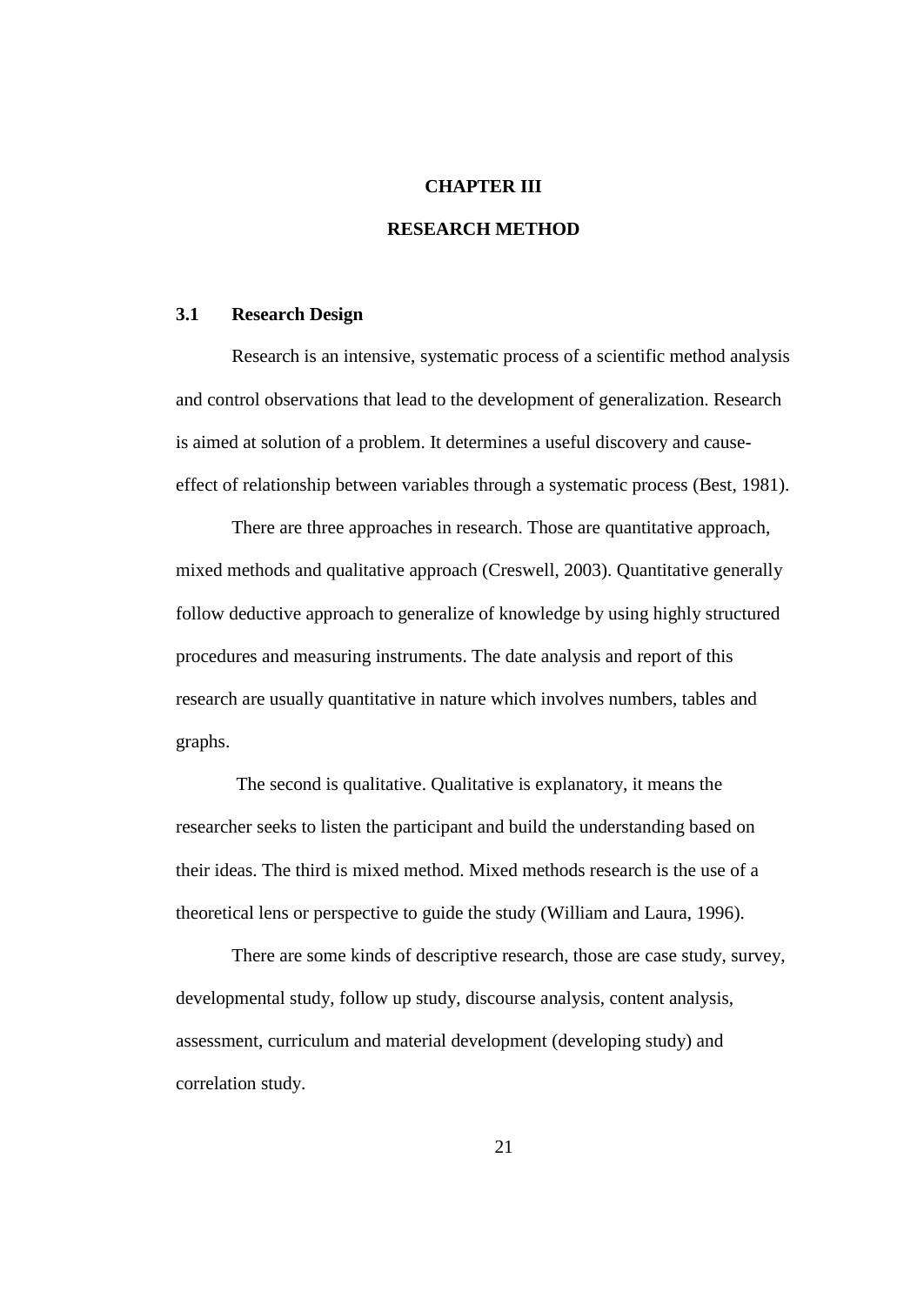# CHAPTER III

# RESEARCH METHOD

## 3.1 Research Design

Research is an intensive, systematic process of a scientific method analysis and control observations that lead to the development of generalization. Research is aimed at solution of a problem. It determines a useful discovery and cause-effect of relationship between variables through a systematic process (Best, 1981).

There are three approaches in research. Those are quantitative approach, mixed methods and qualitative approach (Creswell, 2003). Quantitative generally follow deductive approach to generalize of knowledge by using highly structured procedures and measuring instruments. The date analysis and report of this research are usually quantitative in nature which involves numbers, tables and graphs.

The second is qualitative. Qualitative is explanatory, it means the researcher seeks to listen the participant and build the understanding based on their ideas. The third is mixed method. Mixed methods research is the use of a theoretical lens or perspective to guide the study (William and Laura, 1996).

There are some kinds of descriptive research, those are case study, survey, developmental study, follow up study, discourse analysis, content analysis, assessment, curriculum and material development (developing study) and correlation study.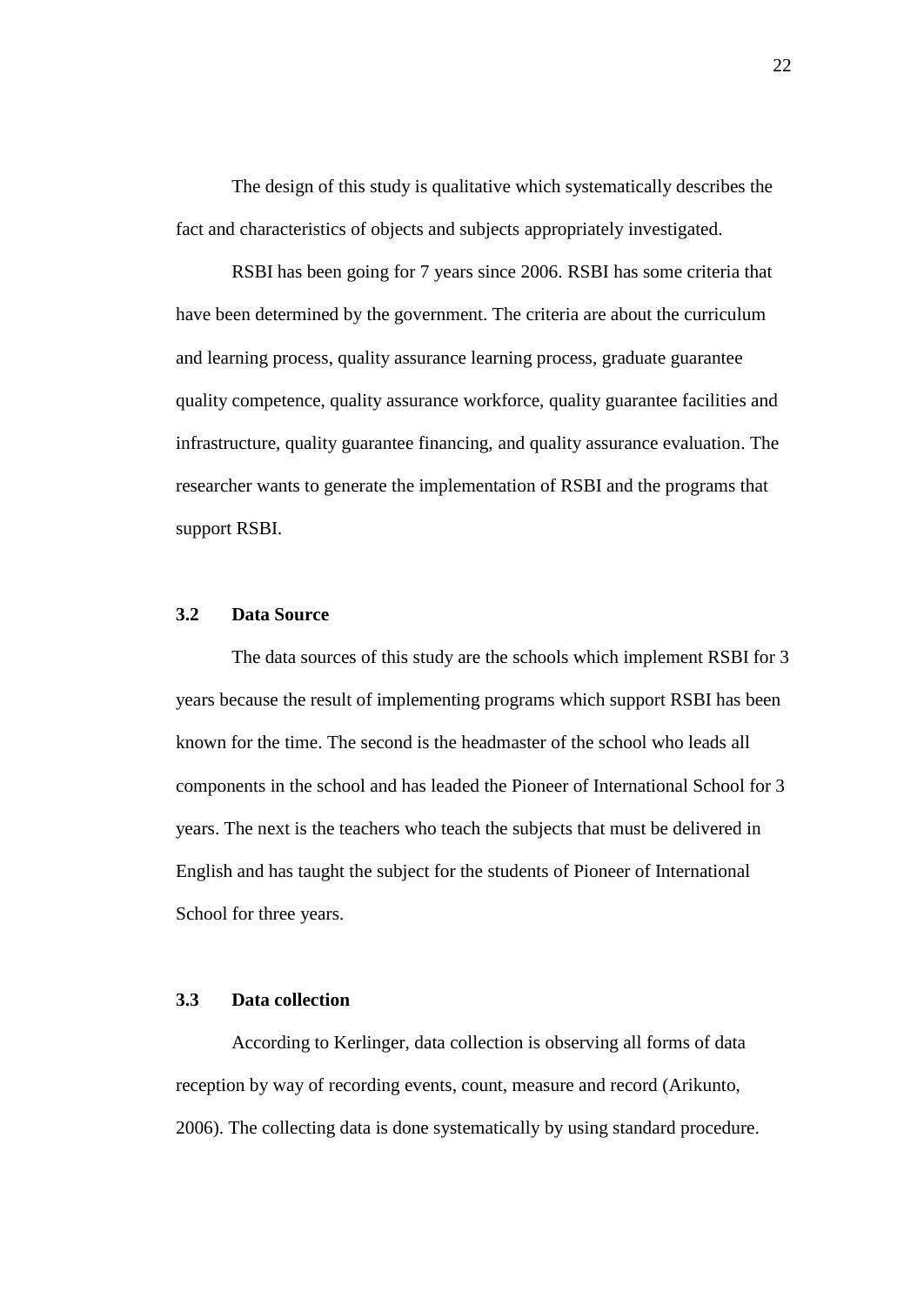The design of this study is qualitative which systematically describes the fact and characteristics of objects and subjects appropriately investigated.

RSBI has been going for 7 years since 2006. RSBI has some criteria that have been determined by the government. The criteria are about the curriculum and learning process, quality assurance learning process, graduate guarantee quality competence, quality assurance workforce, quality guarantee facilities and infrastructure, quality guarantee financing, and quality assurance evaluation. The researcher wants to generate the implementation of RSBI and the programs that support RSBI.

### 3.2 Data Source

The data sources of this study are the schools which implement RSBI for 3 years because the result of implementing programs which support RSBI has been known for the time. The second is the headmaster of the school who leads all components in the school and has leaded the Pioneer of International School for 3 years. The next is the teachers who teach the subjects that must be delivered in English and has taught the subject for the students of Pioneer of International School for three years.

### 3.3 Data collection

According to Kerlinger, data collection is observing all forms of data reception by way of recording events, count, measure and record (Arikunto, 2006). The collecting data is done systematically by using standard procedure.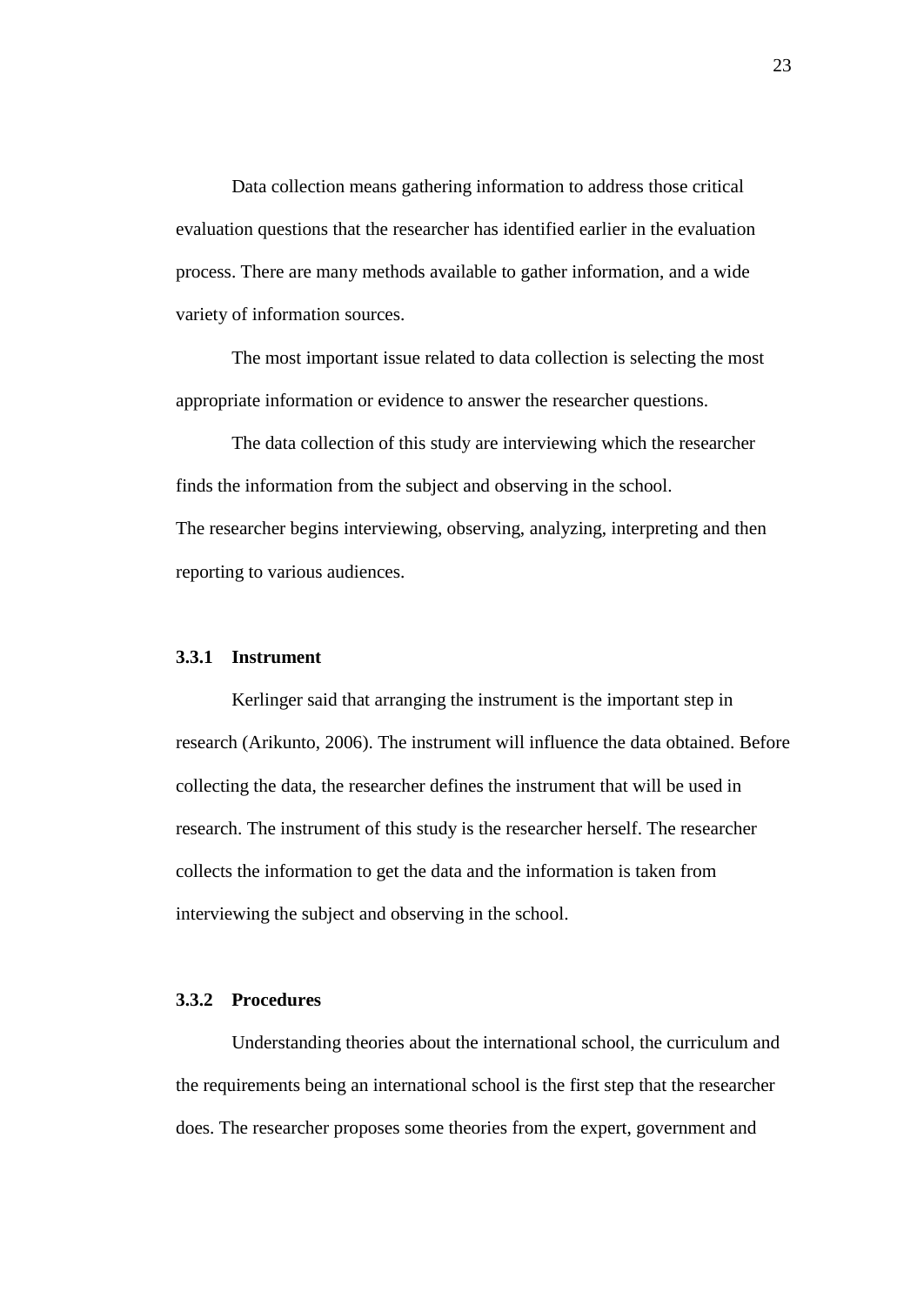Data collection means gathering information to address those critical evaluation questions that the researcher has identified earlier in the evaluation process. There are many methods available to gather information, and a wide variety of information sources.

The most important issue related to data collection is selecting the most appropriate information or evidence to answer the researcher questions.

The data collection of this study are interviewing which the researcher finds the information from the subject and observing in the school.
The researcher begins interviewing, observing, analyzing, interpreting and then reporting to various audiences.

### 3.3.1 Instrument

Kerlinger said that arranging the instrument is the important step in research (Arikunto, 2006). The instrument will influence the data obtained. Before collecting the data, the researcher defines the instrument that will be used in research. The instrument of this study is the researcher herself. The researcher collects the information to get the data and the information is taken from interviewing the subject and observing in the school.

### 3.3.2 Procedures

Understanding theories about the international school, the curriculum and the requirements being an international school is the first step that the researcher does. The researcher proposes some theories from the expert, government and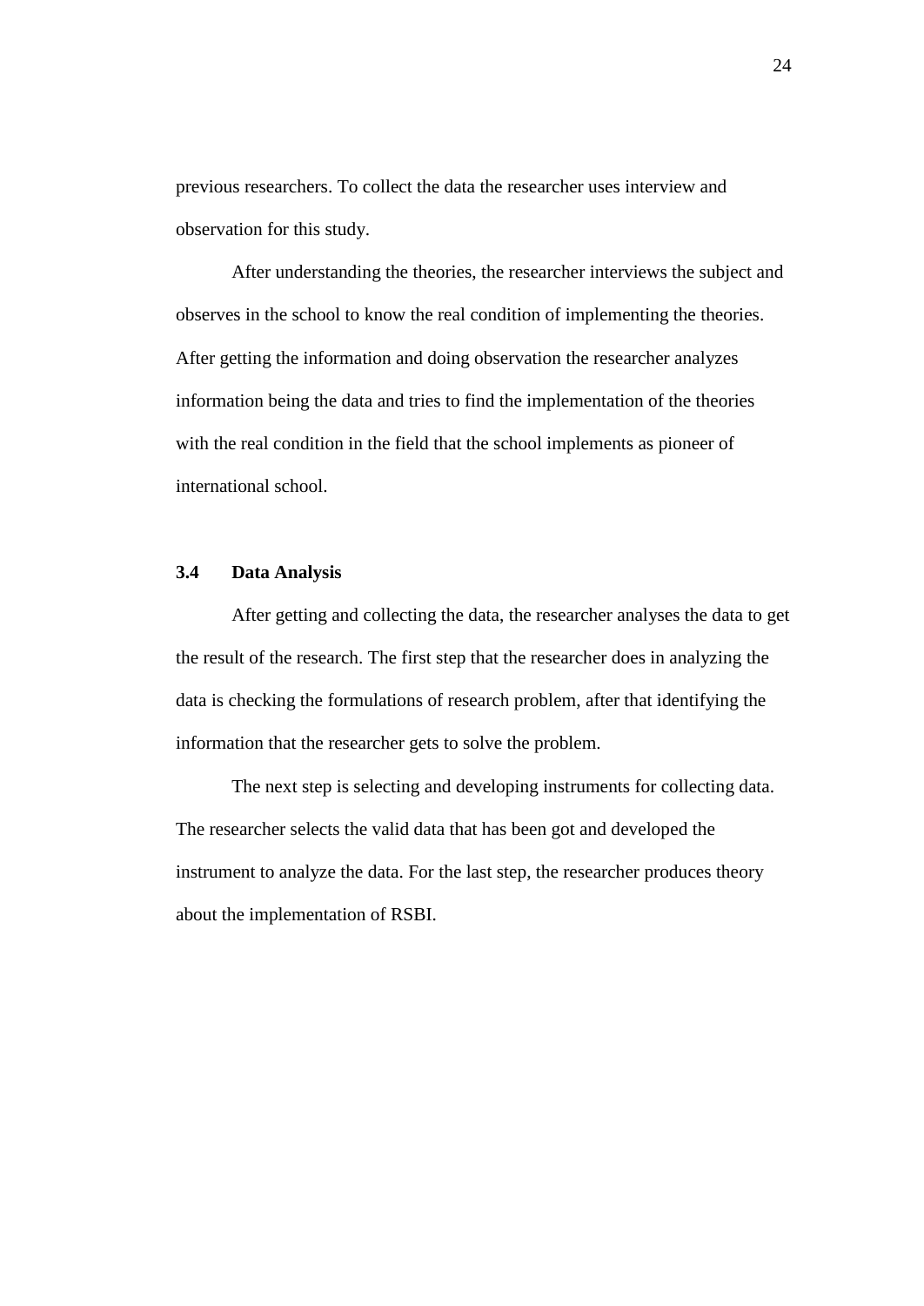previous researchers. To collect the data the researcher uses interview and observation for this study.

After understanding the theories, the researcher interviews the subject and observes in the school to know the real condition of implementing the theories. After getting the information and doing observation the researcher analyzes information being the data and tries to find the implementation of the theories with the real condition in the field that the school implements as pioneer of international school.

### 3.4 Data Analysis

After getting and collecting the data, the researcher analyses the data to get the result of the research. The first step that the researcher does in analyzing the data is checking the formulations of research problem, after that identifying the information that the researcher gets to solve the problem.

The next step is selecting and developing instruments for collecting data. The researcher selects the valid data that has been got and developed the instrument to analyze the data. For the last step, the researcher produces theory about the implementation of RSBI.